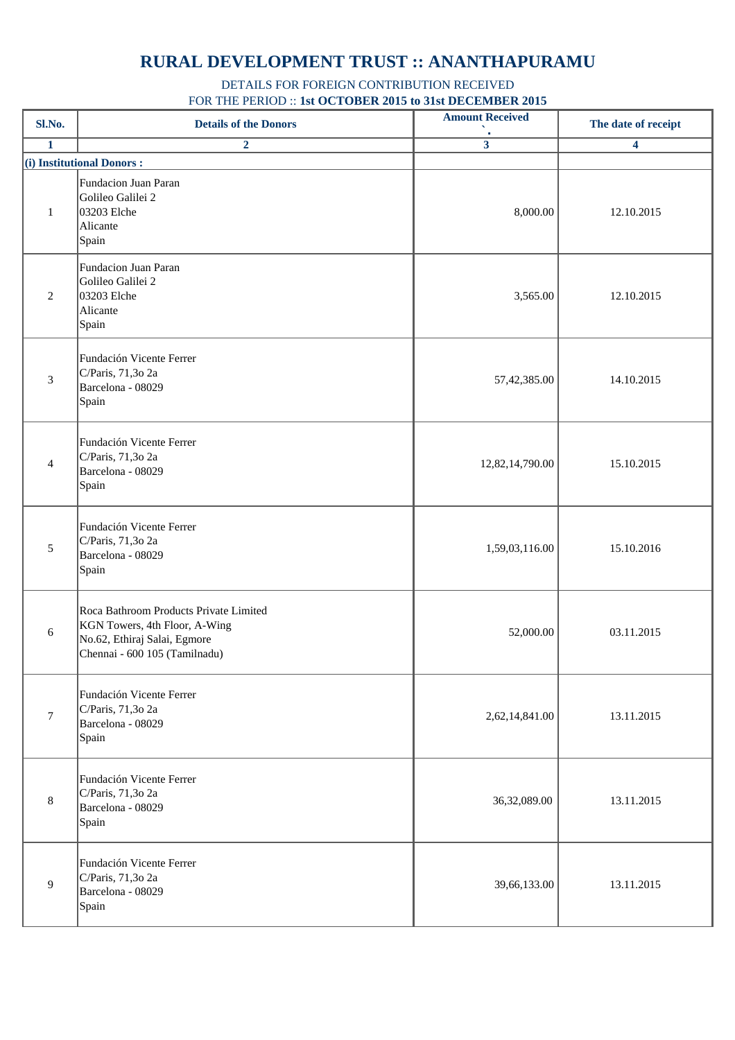# RURAL DEVELOPMENT TRUST :: ANANTHAPURAMU

DETAILS FOR FOREIGN CONTRIBUTION RECEIVED

FOR THE PERIOD :: **1st OCTOBER 2015 to 31st DECEMBER 2015**

| Sl.No. | Details of the Donors | Amount Received ` | The date of receipt |
|---|---|---|---|
| 1 | 2 | 3 | 4 |
| **(i) Institutional Donors :** | | | |
| 1 | Fundacion Juan Paran<br>Golileo Galilei 2<br>03203 Elche<br>Alicante<br>Spain | 8,000.00 | 12.10.2015 |
| 2 | Fundacion Juan Paran<br>Golileo Galilei 2<br>03203 Elche<br>Alicante<br>Spain | 3,565.00 | 12.10.2015 |
| 3 | Fundación Vicente Ferrer<br>C/Paris, 71,3o 2a<br>Barcelona - 08029<br>Spain | 57,42,385.00 | 14.10.2015 |
| 4 | Fundación Vicente Ferrer<br>C/Paris, 71,3o 2a<br>Barcelona - 08029<br>Spain | 12,82,14,790.00 | 15.10.2015 |
| 5 | Fundación Vicente Ferrer<br>C/Paris, 71,3o 2a<br>Barcelona - 08029<br>Spain | 1,59,03,116.00 | 15.10.2016 |
| 6 | Roca Bathroom Products Private Limited<br>KGN Towers, 4th Floor, A-Wing<br>No.62, Ethiraj Salai, Egmore<br>Chennai - 600 105 (Tamilnadu) | 52,000.00 | 03.11.2015 |
| 7 | Fundación Vicente Ferrer<br>C/Paris, 71,3o 2a<br>Barcelona - 08029<br>Spain | 2,62,14,841.00 | 13.11.2015 |
| 8 | Fundación Vicente Ferrer<br>C/Paris, 71,3o 2a<br>Barcelona - 08029<br>Spain | 36,32,089.00 | 13.11.2015 |
| 9 | Fundación Vicente Ferrer<br>C/Paris, 71,3o 2a<br>Barcelona - 08029<br>Spain | 39,66,133.00 | 13.11.2015 |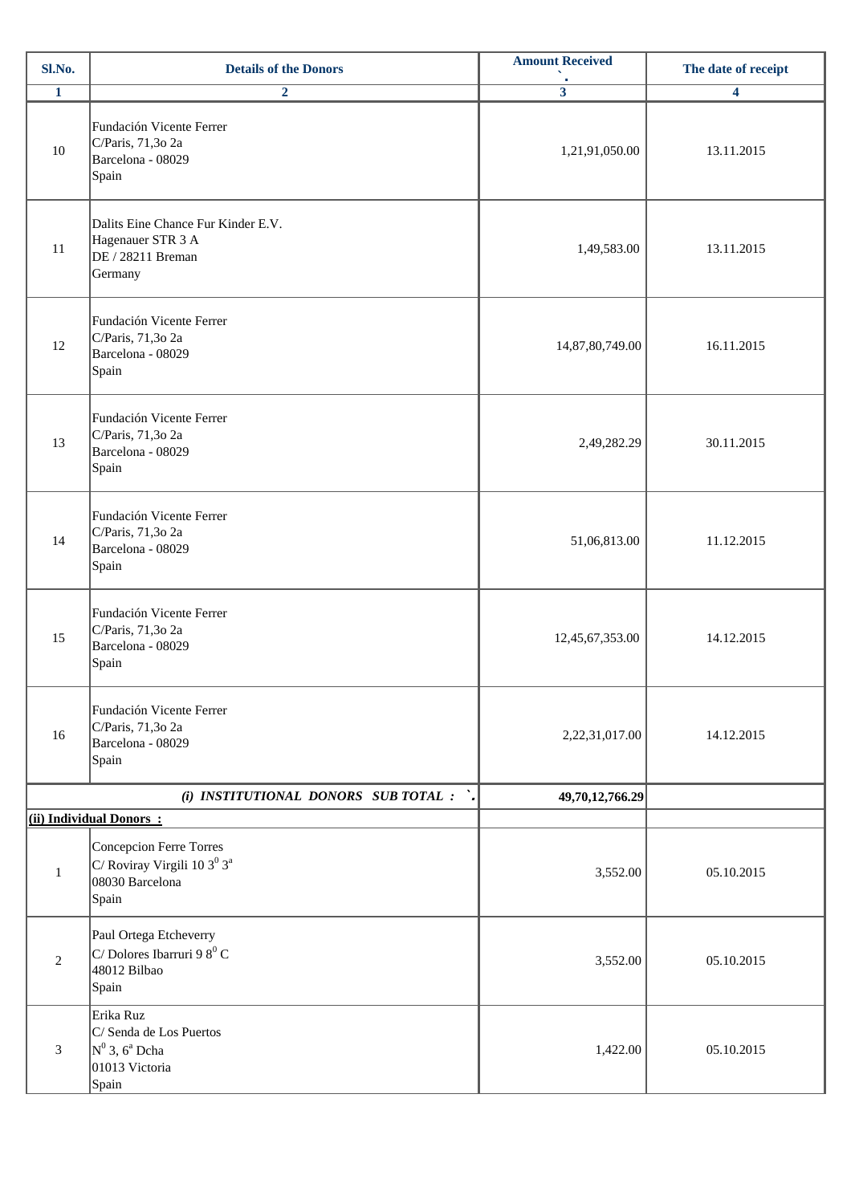| Sl.No. | Details of the Donors | Amount Received ` | The date of receipt |
|---|---|---|---|
| 1 | 2 | 3 | 4 |
| 10 | Fundación Vicente Ferrer<br>C/Paris, 71,3o 2a<br>Barcelona - 08029<br>Spain | 1,21,91,050.00 | 13.11.2015 |
| 11 | Dalits Eine Chance Fur Kinder E.V.<br>Hagenauer STR 3 A<br>DE / 28211 Breman<br>Germany | 1,49,583.00 | 13.11.2015 |
| 12 | Fundación Vicente Ferrer<br>C/Paris, 71,3o 2a<br>Barcelona - 08029<br>Spain | 14,87,80,749.00 | 16.11.2015 |
| 13 | Fundación Vicente Ferrer<br>C/Paris, 71,3o 2a<br>Barcelona - 08029<br>Spain | 2,49,282.29 | 30.11.2015 |
| 14 | Fundación Vicente Ferrer<br>C/Paris, 71,3o 2a<br>Barcelona - 08029<br>Spain | 51,06,813.00 | 11.12.2015 |
| 15 | Fundación Vicente Ferrer<br>C/Paris, 71,3o 2a<br>Barcelona - 08029<br>Spain | 12,45,67,353.00 | 14.12.2015 |
| 16 | Fundación Vicente Ferrer<br>C/Paris, 71,3o 2a<br>Barcelona - 08029<br>Spain | 2,22,31,017.00 | 14.12.2015 |
| | ***(i) INSTITUTIONAL DONORS SUB TOTAL : `*** | **49,70,12,766.29** | |
| **(ii) Individual Donors :** | | | |
| 1 | Concepcion Ferre Torres<br>C/ Roviray Virgili 10 3º 3ª<br>08030 Barcelona<br>Spain | 3,552.00 | 05.10.2015 |
| 2 | Paul Ortega Etcheverry<br>C/ Dolores Ibarruri 9 8º C<br>48012 Bilbao<br>Spain | 3,552.00 | 05.10.2015 |
| 3 | Erika Ruz<br>C/ Senda de Los Puertos<br>Nº 3, 6ª Dcha<br>01013 Victoria<br>Spain | 1,422.00 | 05.10.2015 |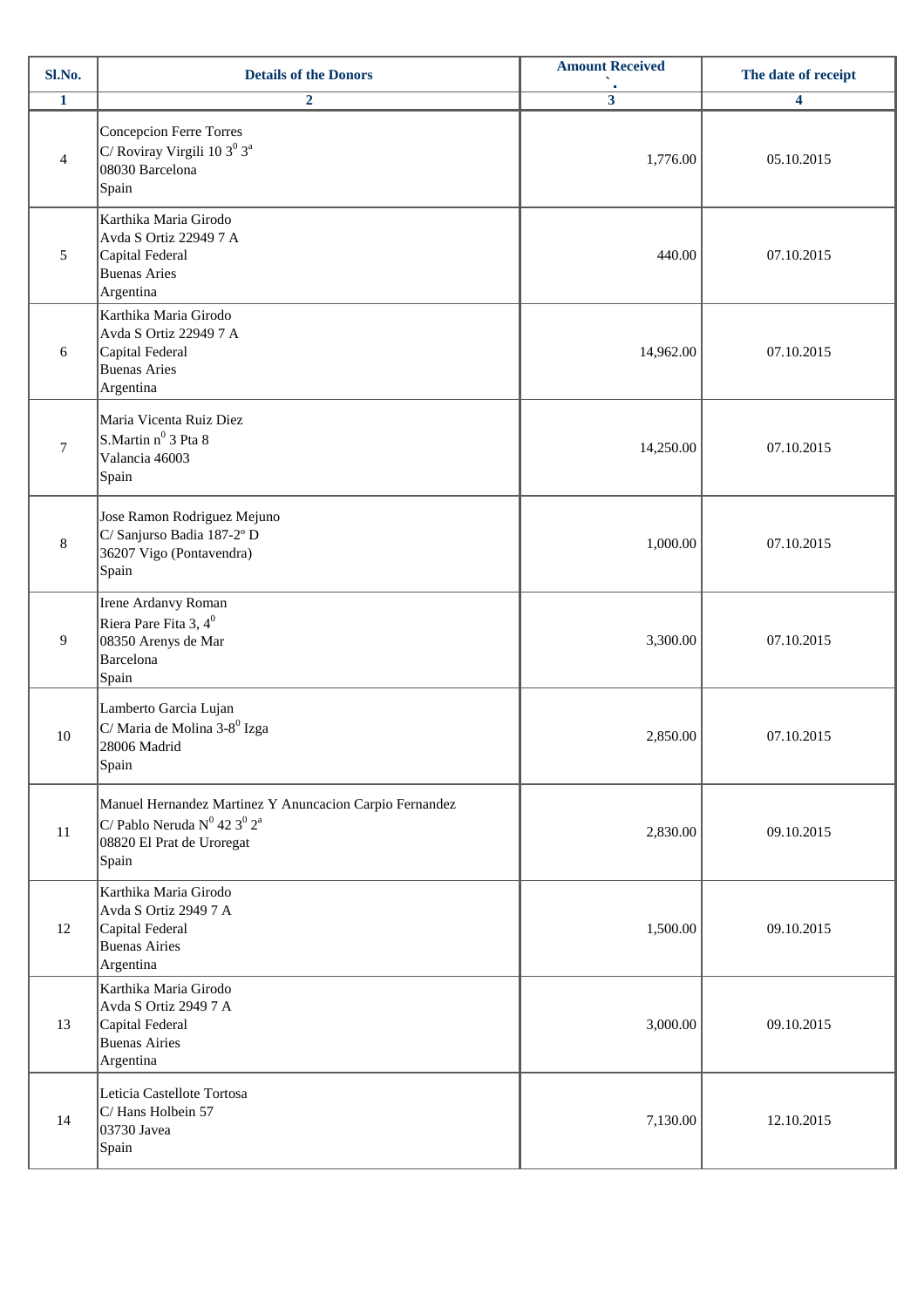| Sl.No. | Details of the Donors | Amount Received ` | The date of receipt |
|---|---|---|---|
| 1 | 2 | 3 | 4 |
| 4 | Concepcion Ferre Torres<br>C/ Roviray Virgili 10 $3^0$ $3^a$<br>08030 Barcelona<br>Spain | 1,776.00 | 05.10.2015 |
| 5 | Karthika Maria Girodo<br>Avda S Ortiz 22949 7 A<br>Capital Federal<br>Buenas Aries<br>Argentina | 440.00 | 07.10.2015 |
| 6 | Karthika Maria Girodo<br>Avda S Ortiz 22949 7 A<br>Capital Federal<br>Buenas Aries<br>Argentina | 14,962.00 | 07.10.2015 |
| 7 | Maria Vicenta Ruiz Diez<br>S.Martin $n^0$ 3 Pta 8<br>Valancia 46003<br>Spain | 14,250.00 | 07.10.2015 |
| 8 | Jose Ramon Rodriguez Mejuno<br>C/ Sanjurso Badia 187-2º D<br>36207 Vigo (Pontavendra)<br>Spain | 1,000.00 | 07.10.2015 |
| 9 | Irene Ardanvy Roman<br>Riera Pare Fita 3, $4^0$<br>08350 Arenys de Mar<br>Barcelona<br>Spain | 3,300.00 | 07.10.2015 |
| 10 | Lamberto Garcia Lujan<br>C/ Maria de Molina 3-$8^0$ Izga<br>28006 Madrid<br>Spain | 2,850.00 | 07.10.2015 |
| 11 | Manuel Hernandez Martinez Y Anuncacion Carpio Fernandez<br>C/ Pablo Neruda $N^0$ 42 $3^0$ $2^a$<br>08820 El Prat de Uroregat<br>Spain | 2,830.00 | 09.10.2015 |
| 12 | Karthika Maria Girodo<br>Avda S Ortiz 2949 7 A<br>Capital Federal<br>Buenas Airies<br>Argentina | 1,500.00 | 09.10.2015 |
| 13 | Karthika Maria Girodo<br>Avda S Ortiz 2949 7 A<br>Capital Federal<br>Buenas Airies<br>Argentina | 3,000.00 | 09.10.2015 |
| 14 | Leticia Castellote Tortosa<br>C/ Hans Holbein 57<br>03730 Javea<br>Spain | 7,130.00 | 12.10.2015 |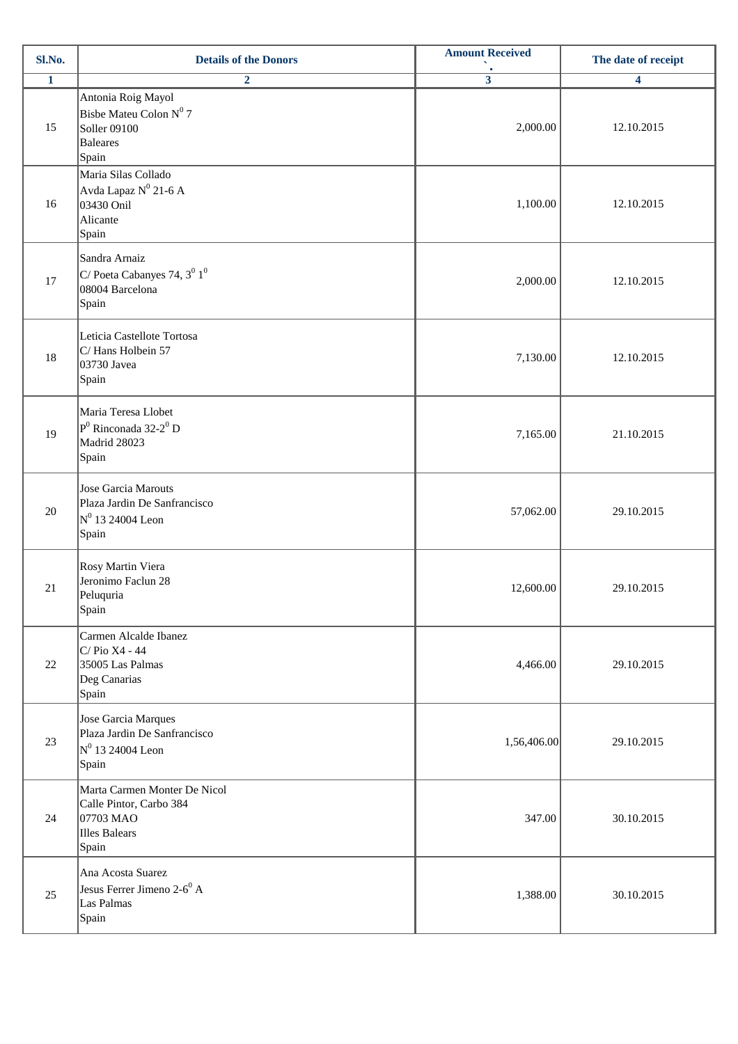| Sl.No. | Details of the Donors | Amount Received | The date of receipt |
|---|---|---|---|
| 1 | 2 | 3 | 4 |
| 15 | Antonia Roig Mayol<br>Bisbe Mateu Colon N$^0$ 7<br>Soller 09100<br>Baleares<br>Spain | 2,000.00 | 12.10.2015 |
| 16 | Maria Silas Collado<br>Avda Lapaz N$^0$ 21-6 A<br>03430 Onil<br>Alicante<br>Spain | 1,100.00 | 12.10.2015 |
| 17 | Sandra Arnaiz<br>C/ Poeta Cabanyes 74, 3$^0$ 1$^0$<br>08004 Barcelona<br>Spain | 2,000.00 | 12.10.2015 |
| 18 | Leticia Castellote Tortosa<br>C/ Hans Holbein 57<br>03730 Javea<br>Spain | 7,130.00 | 12.10.2015 |
| 19 | Maria Teresa Llobet<br>P$^0$ Rinconada 32-2$^0$ D<br>Madrid 28023<br>Spain | 7,165.00 | 21.10.2015 |
| 20 | Jose Garcia Marouts<br>Plaza Jardin De Sanfrancisco<br>N$^0$ 13 24004 Leon<br>Spain | 57,062.00 | 29.10.2015 |
| 21 | Rosy Martin Viera<br>Jeronimo Faclun 28<br>Peluquria<br>Spain | 12,600.00 | 29.10.2015 |
| 22 | Carmen Alcalde Ibanez<br>C/ Pio X4 - 44<br>35005 Las Palmas<br>Deg Canarias<br>Spain | 4,466.00 | 29.10.2015 |
| 23 | Jose Garcia Marques<br>Plaza Jardin De Sanfrancisco<br>N$^0$ 13 24004 Leon<br>Spain | 1,56,406.00 | 29.10.2015 |
| 24 | Marta Carmen Monter De Nicol<br>Calle Pintor, Carbo 384<br>07703 MAO<br>Illes Balears<br>Spain | 347.00 | 30.10.2015 |
| 25 | Ana Acosta Suarez<br>Jesus Ferrer Jimeno 2-6$^0$ A<br>Las Palmas<br>Spain | 1,388.00 | 30.10.2015 |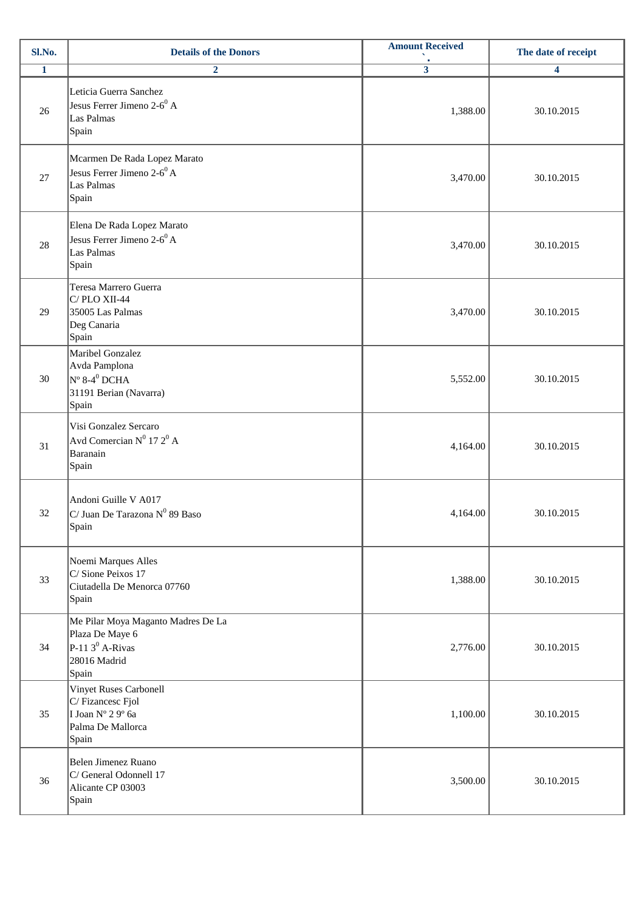| Sl.No. | Details of the Donors | Amount Received | The date of receipt |
|---|---|---|---|
| 1 | 2 | 3 | 4 |
| 26 | Leticia Guerra Sanchez<br>Jesus Ferrer Jimeno 2-6$^0$ A<br>Las Palmas<br>Spain | 1,388.00 | 30.10.2015 |
| 27 | Mcarmen De Rada Lopez Marato<br>Jesus Ferrer Jimeno 2-6$^0$ A<br>Las Palmas<br>Spain | 3,470.00 | 30.10.2015 |
| 28 | Elena De Rada Lopez Marato<br>Jesus Ferrer Jimeno 2-6$^0$ A<br>Las Palmas<br>Spain | 3,470.00 | 30.10.2015 |
| 29 | Teresa Marrero Guerra<br>C/ PLO XII-44<br>35005 Las Palmas<br>Deg Canaria<br>Spain | 3,470.00 | 30.10.2015 |
| 30 | Maribel Gonzalez<br>Avda Pamplona<br>Nº 8-4$^0$ DCHA<br>31191 Berian (Navarra)<br>Spain | 5,552.00 | 30.10.2015 |
| 31 | Visi Gonzalez Sercaro<br>Avd Comercian N$^0$ 17 2$^0$ A<br>Baranain<br>Spain | 4,164.00 | 30.10.2015 |
| 32 | Andoni Guille V A017<br>C/ Juan De Tarazona N$^0$ 89 Baso<br>Spain | 4,164.00 | 30.10.2015 |
| 33 | Noemi Marques Alles<br>C/ Sione Peixos 17<br>Ciutadella De Menorca 07760<br>Spain | 1,388.00 | 30.10.2015 |
| 34 | Me Pilar Moya Maganto Madres De La<br>Plaza De Maye 6<br>P-11 3$^0$ A-Rivas<br>28016 Madrid<br>Spain | 2,776.00 | 30.10.2015 |
| 35 | Vinyet Ruses Carbonell<br>C/ Fizancesc Fjol<br>I Joan Nº 2 9º 6a<br>Palma De Mallorca<br>Spain | 1,100.00 | 30.10.2015 |
| 36 | Belen Jimenez Ruano<br>C/ General Odonnell 17<br>Alicante CP 03003<br>Spain | 3,500.00 | 30.10.2015 |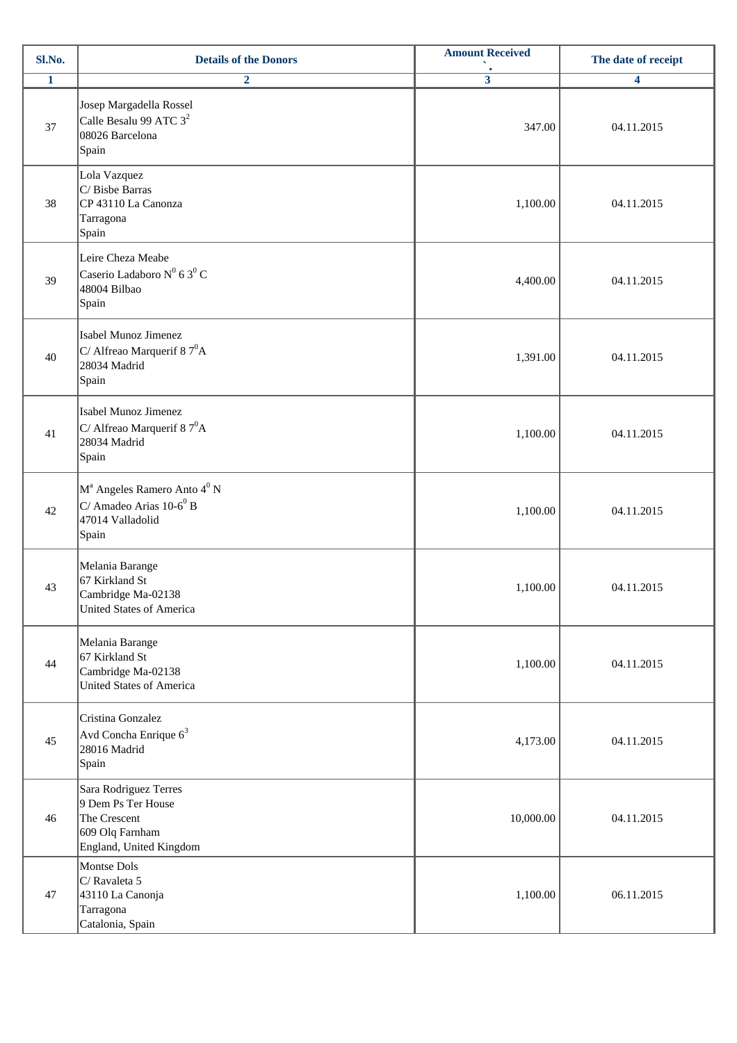| Sl.No. | Details of the Donors | Amount Received ` | The date of receipt |
|---|---|---|---|
| 1 | 2 | 3 | 4 |
| 37 | Josep Margadella Rossel<br>Calle Besalu 99 ATC $3^2$<br>08026 Barcelona<br>Spain | 347.00 | 04.11.2015 |
| 38 | Lola Vazquez<br>C/ Bisbe Barras<br>CP 43110 La Canonza<br>Tarragona<br>Spain | 1,100.00 | 04.11.2015 |
| 39 | Leire Cheza Meabe<br>Caserio Ladaboro $N^0$ 6 $3^0$ C<br>48004 Bilbao<br>Spain | 4,400.00 | 04.11.2015 |
| 40 | Isabel Munoz Jimenez<br>C/ Alfreao Marquerif 8 $7^0$A<br>28034 Madrid<br>Spain | 1,391.00 | 04.11.2015 |
| 41 | Isabel Munoz Jimenez<br>C/ Alfreao Marquerif 8 $7^0$A<br>28034 Madrid<br>Spain | 1,100.00 | 04.11.2015 |
| 42 | $M^a$ Angeles Ramero Anto $4^0$ N<br>C/ Amadeo Arias 10-$6^0$ B<br>47014 Valladolid<br>Spain | 1,100.00 | 04.11.2015 |
| 43 | Melania Barange<br>67 Kirkland St<br>Cambridge Ma-02138<br>United States of America | 1,100.00 | 04.11.2015 |
| 44 | Melania Barange<br>67 Kirkland St<br>Cambridge Ma-02138<br>United States of America | 1,100.00 | 04.11.2015 |
| 45 | Cristina Gonzalez<br>Avd Concha Enrique $6^3$<br>28016 Madrid<br>Spain | 4,173.00 | 04.11.2015 |
| 46 | Sara Rodriguez Terres<br>9 Dem Ps Ter House<br>The Crescent<br>609 Olq Farnham<br>England, United Kingdom | 10,000.00 | 04.11.2015 |
| 47 | Montse Dols<br>C/ Ravaleta 5<br>43110 La Canonja<br>Tarragona<br>Catalonia, Spain | 1,100.00 | 06.11.2015 |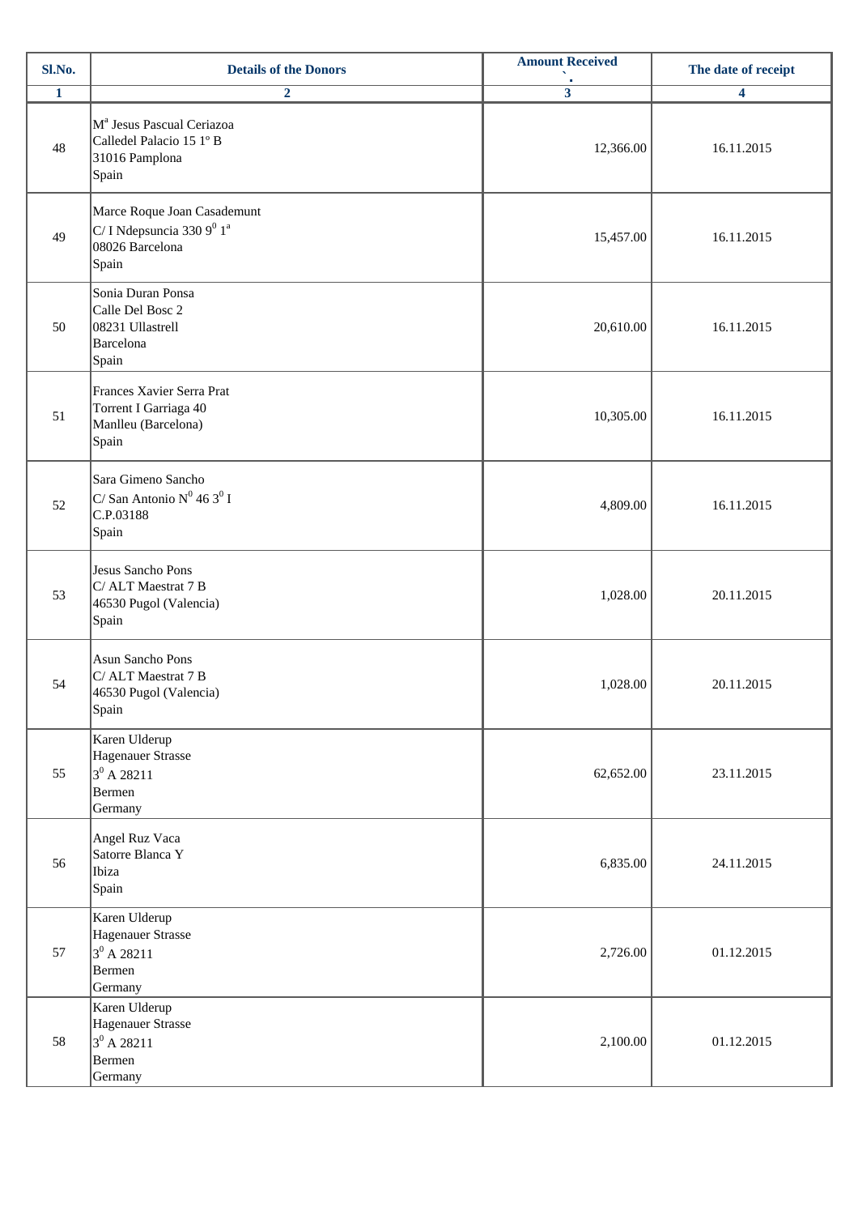| Sl.No. | Details of the Donors | Amount Received | The date of receipt |
|---|---|---|---|
| 1 | 2 | 3 | 4 |
| 48 | M[a] Jesus Pascual Ceriazoa<br>Calledel Palacio 15 1º B<br>31016 Pamplona<br>Spain | 12,366.00 | 16.11.2015 |
| 49 | Marce Roque Joan Casademunt<br>C/ I Ndepsuncia 330 9[0] 1[a]<br>08026 Barcelona<br>Spain | 15,457.00 | 16.11.2015 |
| 50 | Sonia Duran Ponsa<br>Calle Del Bosc 2<br>08231 Ullastrell<br>Barcelona<br>Spain | 20,610.00 | 16.11.2015 |
| 51 | Frances Xavier Serra Prat<br>Torrent I Garriaga 40<br>Manlleu (Barcelona)<br>Spain | 10,305.00 | 16.11.2015 |
| 52 | Sara Gimeno Sancho<br>C/ San Antonio N[0] 46 3[0] I<br>C.P.03188<br>Spain | 4,809.00 | 16.11.2015 |
| 53 | Jesus Sancho Pons<br>C/ ALT Maestrat 7 B<br>46530 Pugol (Valencia)<br>Spain | 1,028.00 | 20.11.2015 |
| 54 | Asun Sancho Pons<br>C/ ALT Maestrat 7 B<br>46530 Pugol (Valencia)<br>Spain | 1,028.00 | 20.11.2015 |
| 55 | Karen Ulderup<br>Hagenauer Strasse<br>3[0] A 28211<br>Bermen<br>Germany | 62,652.00 | 23.11.2015 |
| 56 | Angel Ruz Vaca<br>Satorre Blanca Y<br>Ibiza<br>Spain | 6,835.00 | 24.11.2015 |
| 57 | Karen Ulderup<br>Hagenauer Strasse<br>3[0] A 28211<br>Bermen<br>Germany | 2,726.00 | 01.12.2015 |
| 58 | Karen Ulderup<br>Hagenauer Strasse<br>3[0] A 28211<br>Bermen<br>Germany | 2,100.00 | 01.12.2015 |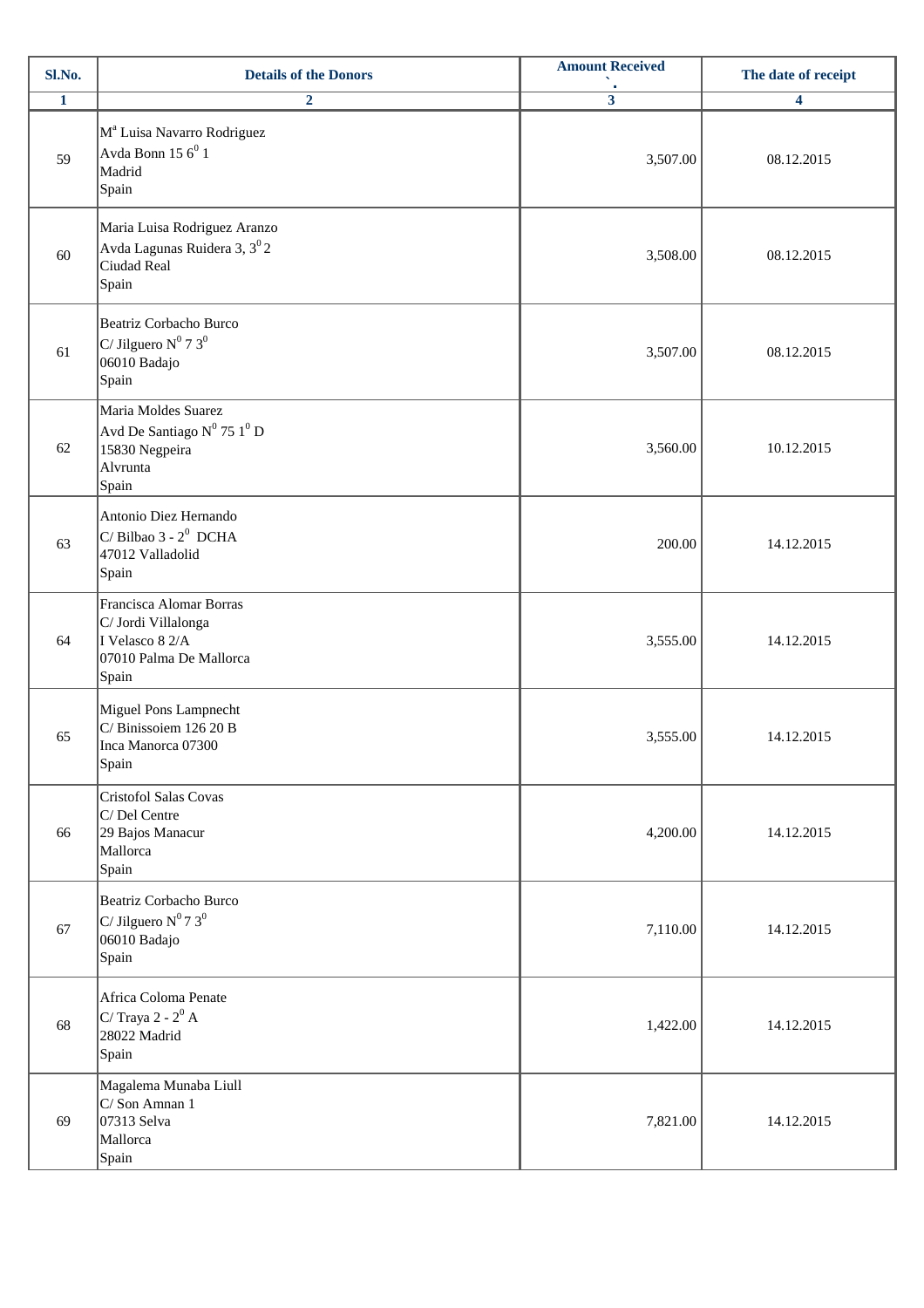| Sl.No. | Details of the Donors | Amount Received | The date of receipt |
|---|---|---|---|
| 1 | 2 | 3 | 4 |
| 59 | Mª Luisa Navarro Rodriguez<br>Avda Bonn 15 6º 1<br>Madrid<br>Spain | 3,507.00 | 08.12.2015 |
| 60 | Maria Luisa Rodriguez Aranzo<br>Avda Lagunas Ruidera 3, 3º 2<br>Ciudad Real<br>Spain | 3,508.00 | 08.12.2015 |
| 61 | Beatriz Corbacho Burco<br>C/ Jilguero Nº 7 3º<br>06010 Badajo<br>Spain | 3,507.00 | 08.12.2015 |
| 62 | Maria Moldes Suarez<br>Avd De Santiago Nº 75 1º D<br>15830 Negpeira<br>Alvrunta<br>Spain | 3,560.00 | 10.12.2015 |
| 63 | Antonio Diez Hernando<br>C/ Bilbao 3 - 2º DCHA<br>47012 Valladolid<br>Spain | 200.00 | 14.12.2015 |
| 64 | Francisca Alomar Borras<br>C/ Jordi Villalonga<br>I Velasco 8 2/A<br>07010 Palma De Mallorca<br>Spain | 3,555.00 | 14.12.2015 |
| 65 | Miguel Pons Lampnecht<br>C/ Binissoiem 126 20 B<br>Inca Manorca 07300<br>Spain | 3,555.00 | 14.12.2015 |
| 66 | Cristofol Salas Covas<br>C/ Del Centre<br>29 Bajos Manacur<br>Mallorca<br>Spain | 4,200.00 | 14.12.2015 |
| 67 | Beatriz Corbacho Burco<br>C/ Jilguero Nº 7 3º<br>06010 Badajo<br>Spain | 7,110.00 | 14.12.2015 |
| 68 | Africa Coloma Penate<br>C/ Traya 2 - 2º A<br>28022 Madrid<br>Spain | 1,422.00 | 14.12.2015 |
| 69 | Magalema Munaba Liull<br>C/ Son Amnan 1<br>07313 Selva<br>Mallorca<br>Spain | 7,821.00 | 14.12.2015 |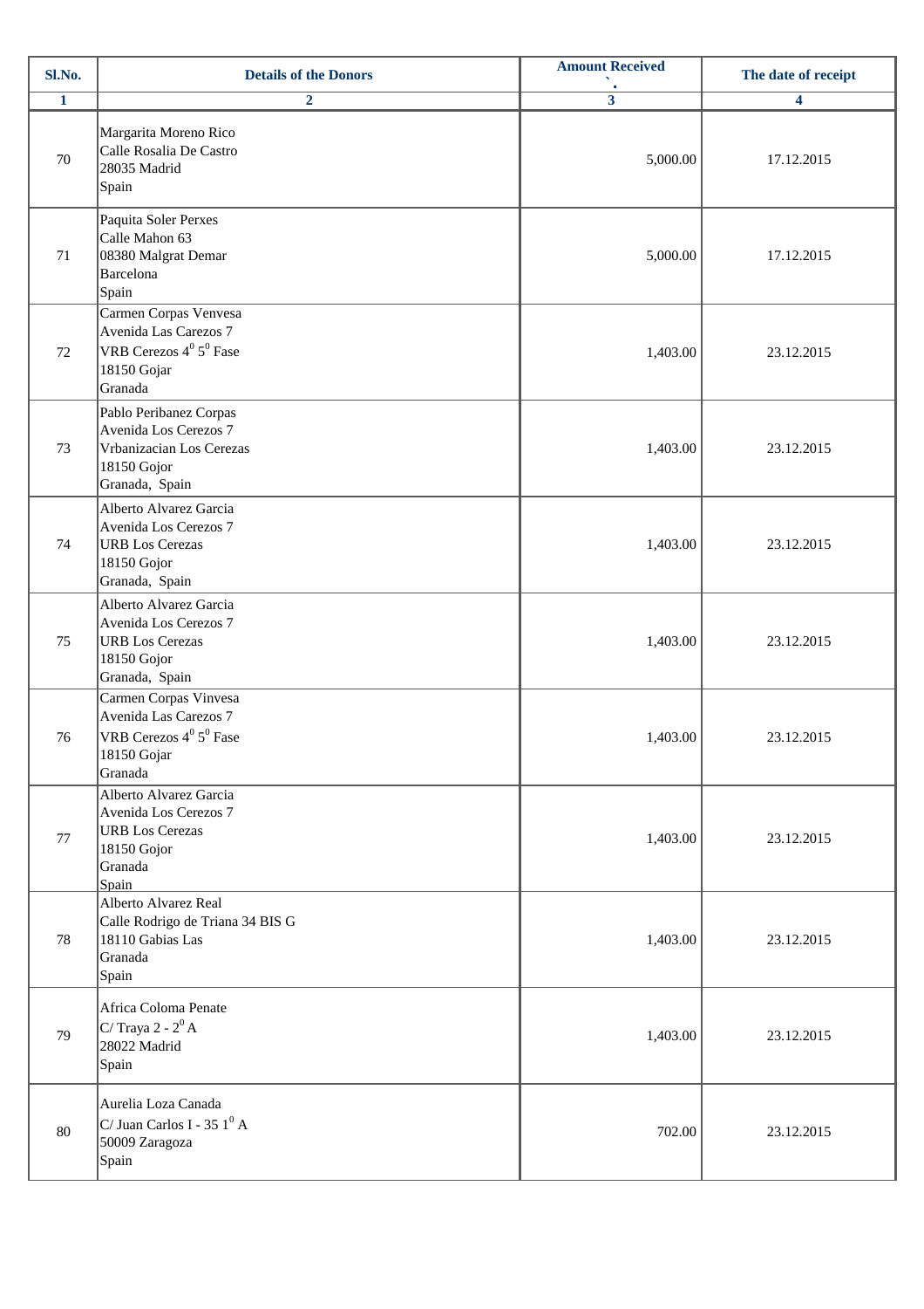| Sl.No. | Details of the Donors | Amount Received | The date of receipt |
|---|---|---|---|
| 1 | 2 | 3 | 4 |
| 70 | Margarita Moreno Rico<br>Calle Rosalia De Castro<br>28035 Madrid<br>Spain | 5,000.00 | 17.12.2015 |
| 71 | Paquita Soler Perxes<br>Calle Mahon 63<br>08380 Malgrat Demar<br>Barcelona<br>Spain | 5,000.00 | 17.12.2015 |
| 72 | Carmen Corpas Venvesa<br>Avenida Las Carezos 7<br>VRB Cerezos $4^0$ $5^0$ Fase<br>18150 Gojar<br>Granada | 1,403.00 | 23.12.2015 |
| 73 | Pablo Peribanez Corpas<br>Avenida Los Cerezos 7<br>Vrbanizacian Los Cerezas<br>18150 Gojor<br>Granada, Spain | 1,403.00 | 23.12.2015 |
| 74 | Alberto Alvarez Garcia<br>Avenida Los Cerezos 7<br>URB Los Cerezas<br>18150 Gojor<br>Granada, Spain | 1,403.00 | 23.12.2015 |
| 75 | Alberto Alvarez Garcia<br>Avenida Los Cerezos 7<br>URB Los Cerezas<br>18150 Gojor<br>Granada, Spain | 1,403.00 | 23.12.2015 |
| 76 | Carmen Corpas Vinvesa<br>Avenida Las Carezos 7<br>VRB Cerezos $4^0$ $5^0$ Fase<br>18150 Gojar<br>Granada | 1,403.00 | 23.12.2015 |
| 77 | Alberto Alvarez Garcia<br>Avenida Los Cerezos 7<br>URB Los Cerezas<br>18150 Gojor<br>Granada<br>Spain | 1,403.00 | 23.12.2015 |
| 78 | Alberto Alvarez Real<br>Calle Rodrigo de Triana 34 BIS G<br>18110 Gabias Las<br>Granada<br>Spain | 1,403.00 | 23.12.2015 |
| 79 | Africa Coloma Penate<br>C/ Traya 2 - $2^0$ A<br>28022 Madrid<br>Spain | 1,403.00 | 23.12.2015 |
| 80 | Aurelia Loza Canada<br>C/ Juan Carlos I - 35 $1^0$ A<br>50009 Zaragoza<br>Spain | 702.00 | 23.12.2015 |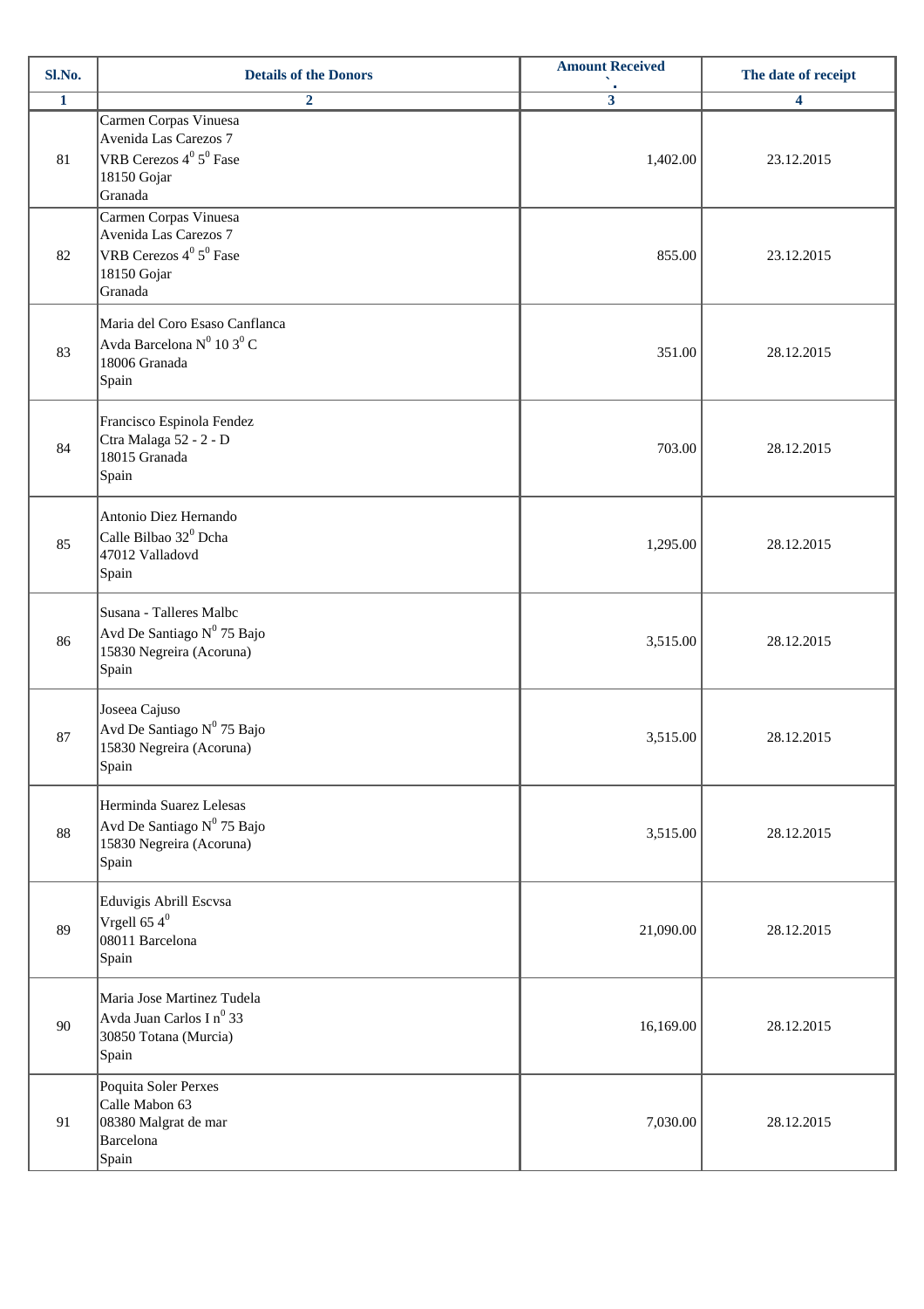| Sl.No. | Details of the Donors | Amount Received | The date of receipt |
|---|---|---|---|
| 1 | 2 | 3 | 4 |
| 81 | Carmen Corpas Vinuesa<br>Avenida Las Carezos 7<br>VRB Cerezos $4^0$ $5^0$ Fase<br>18150 Gojar<br>Granada | 1,402.00 | 23.12.2015 |
| 82 | Carmen Corpas Vinuesa<br>Avenida Las Carezos 7<br>VRB Cerezos $4^0$ $5^0$ Fase<br>18150 Gojar<br>Granada | 855.00 | 23.12.2015 |
| 83 | Maria del Coro Esaso Canflanca<br>Avda Barcelona $N^0$ 10 $3^0$ C<br>18006 Granada<br>Spain | 351.00 | 28.12.2015 |
| 84 | Francisco Espinola Fendez<br>Ctra Malaga 52 - 2 - D<br>18015 Granada<br>Spain | 703.00 | 28.12.2015 |
| 85 | Antonio Diez Hernando<br>Calle Bilbao $32^0$ Dcha<br>47012 Valladovd<br>Spain | 1,295.00 | 28.12.2015 |
| 86 | Susana - Talleres Malbc<br>Avd De Santiago $N^0$ 75 Bajo<br>15830 Negreira (Acoruna)<br>Spain | 3,515.00 | 28.12.2015 |
| 87 | Joseea Cajuso<br>Avd De Santiago $N^0$ 75 Bajo<br>15830 Negreira (Acoruna)<br>Spain | 3,515.00 | 28.12.2015 |
| 88 | Herminda Suarez Lelesas<br>Avd De Santiago $N^0$ 75 Bajo<br>15830 Negreira (Acoruna)<br>Spain | 3,515.00 | 28.12.2015 |
| 89 | Eduvigis Abrill Escvsa<br>Vrgell 65 $4^0$<br>08011 Barcelona<br>Spain | 21,090.00 | 28.12.2015 |
| 90 | Maria Jose Martinez Tudela<br>Avda Juan Carlos I $n^0$ 33<br>30850 Totana (Murcia)<br>Spain | 16,169.00 | 28.12.2015 |
| 91 | Poquita Soler Perxes<br>Calle Mabon 63<br>08380 Malgrat de mar<br>Barcelona<br>Spain | 7,030.00 | 28.12.2015 |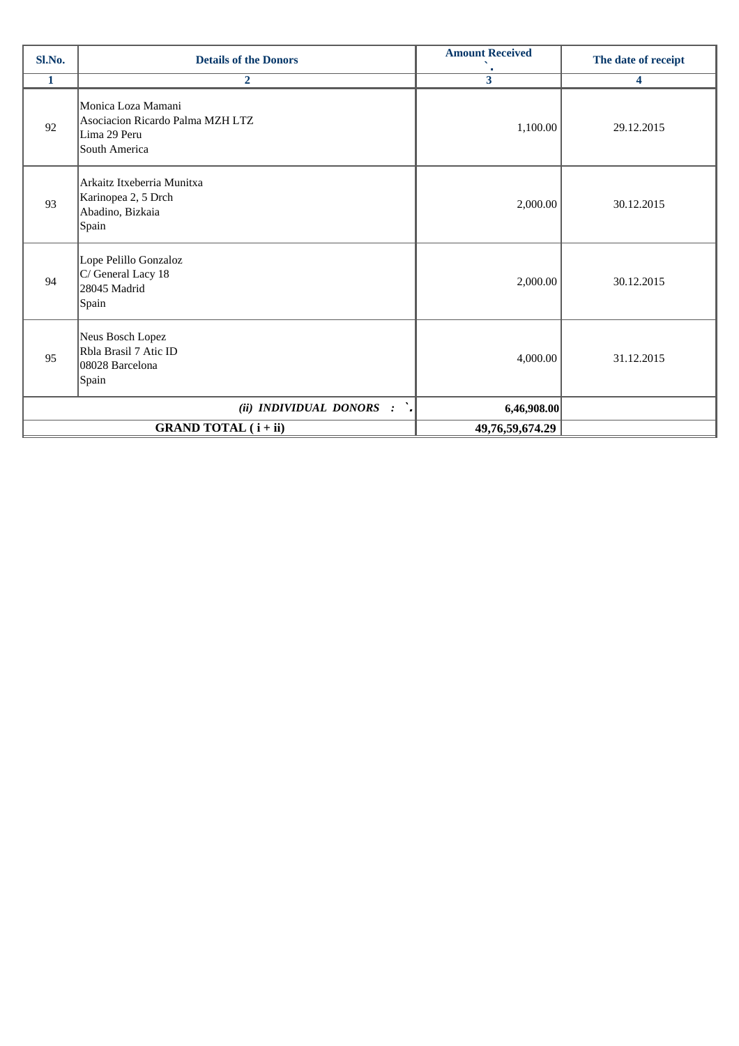| Sl.No. | Details of the Donors | Amount Received ` | The date of receipt |
|---|---|---|---|
| 1 | 2 | 3 | 4 |
| 92 | Monica Loza Mamani<br>Asociacion Ricardo Palma MZH LTZ<br>Lima 29 Peru<br>South America | 1,100.00 | 29.12.2015 |
| 93 | Arkaitz Itxeberria Munitxa<br>Karinopea 2, 5 Drch<br>Abadino, Bizkaia<br>Spain | 2,000.00 | 30.12.2015 |
| 94 | Lope Pelillo Gonzaloz<br>C/ General Lacy 18<br>28045 Madrid<br>Spain | 2,000.00 | 30.12.2015 |
| 95 | Neus Bosch Lopez<br>Rbla Brasil 7 Atic ID<br>08028 Barcelona<br>Spain | 4,000.00 | 31.12.2015 |
| | ***(ii) INDIVIDUAL DONORS : `*** | **6,46,908.00** | |
| | **GRAND TOTAL ( i + ii)** | **49,76,59,674.29** | |